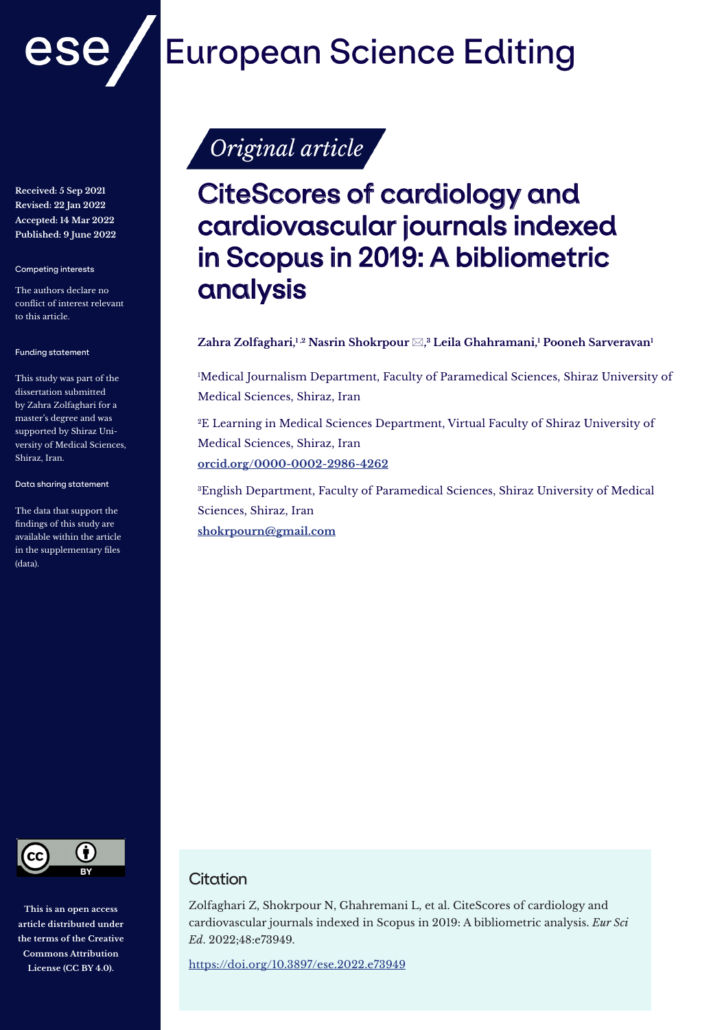European Science Editing

*Original article*

# CiteScores of cardiology and cardiovascular journals indexed in Scopus in 2019: A bibliometric analysis

**Zahra Zolfaghari,[1,2] Nasrin Shokrpour ✉,[3] Leila Ghahramani,[1] Pooneh Sarveravan[1]**

[1]Medical Journalism Department, Faculty of Paramedical Sciences, Shiraz University of Medical Sciences, Shiraz, Iran

[2]E Learning in Medical Sciences Department, Virtual Faculty of Shiraz University of Medical Sciences, Shiraz, Iran
orcid.org/0000-0002-2986-4262

[3]English Department, Faculty of Paramedical Sciences, Shiraz University of Medical Sciences, Shiraz, Iran
shokrpourn@gmail.com

**Received: 5 Sep 2021**
**Revised: 22 Jan 2022**
**Accepted: 14 Mar 2022**
**Published: 9 June 2022**

Competing interests

The authors declare no conflict of interest relevant to this article.

Funding statement

This study was part of the dissertation submitted by Zahra Zolfaghari for a master's degree and was supported by Shiraz University of Medical Sciences, Shiraz, Iran.

Data sharing statement

The data that support the findings of this study are available within the article in the supplementary files (data).

**This is an open access article distributed under the terms of the Creative Commons Attribution License (CC BY 4.0).**

## Citation

Zolfaghari Z, Shokrpour N, Ghahremani L, et al. CiteScores of cardiology and cardiovascular journals indexed in Scopus in 2019: A bibliometric analysis. *Eur Sci Ed*. 2022;48:e73949.

https://doi.org/10.3897/ese.2022.e73949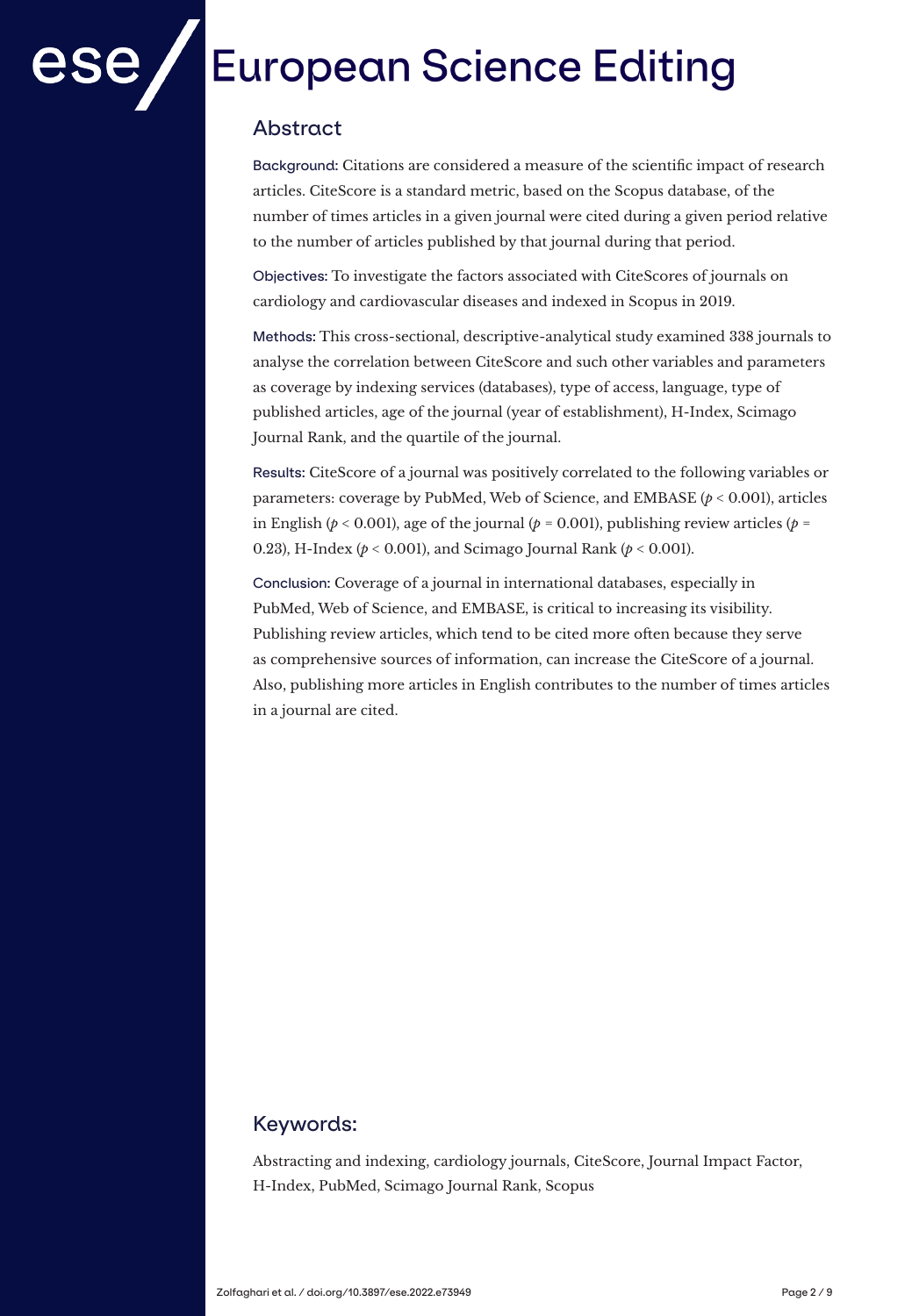## Abstract

**Background:** Citations are considered a measure of the scientific impact of research articles. CiteScore is a standard metric, based on the Scopus database, of the number of times articles in a given journal were cited during a given period relative to the number of articles published by that journal during that period.

**Objectives:** To investigate the factors associated with CiteScores of journals on cardiology and cardiovascular diseases and indexed in Scopus in 2019.

**Methods:** This cross-sectional, descriptive-analytical study examined 338 journals to analyse the correlation between CiteScore and such other variables and parameters as coverage by indexing services (databases), type of access, language, type of published articles, age of the journal (year of establishment), H-Index, Scimago Journal Rank, and the quartile of the journal.

**Results:** CiteScore of a journal was positively correlated to the following variables or parameters: coverage by PubMed, Web of Science, and EMBASE ($p < 0.001$), articles in English ($p < 0.001$), age of the journal ($p = 0.001$), publishing review articles ($p = 0.23$), H-Index ($p < 0.001$), and Scimago Journal Rank ($p < 0.001$).

**Conclusion:** Coverage of a journal in international databases, especially in PubMed, Web of Science, and EMBASE, is critical to increasing its visibility. Publishing review articles, which tend to be cited more often because they serve as comprehensive sources of information, can increase the CiteScore of a journal. Also, publishing more articles in English contributes to the number of times articles in a journal are cited.

## Keywords:

Abstracting and indexing, cardiology journals, CiteScore, Journal Impact Factor, H-Index, PubMed, Scimago Journal Rank, Scopus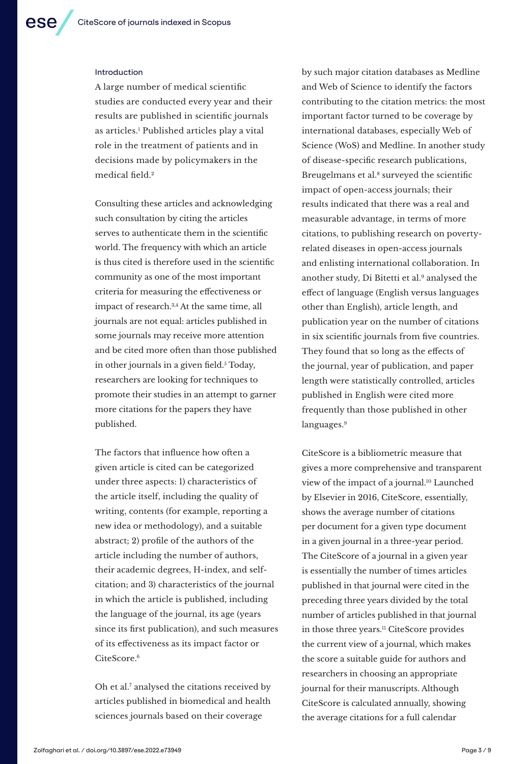## Introduction

A large number of medical scientific studies are conducted every year and their results are published in scientific journals as articles.[1] Published articles play a vital role in the treatment of patients and in decisions made by policymakers in the medical field.[2]

Consulting these articles and acknowledging such consultation by citing the articles serves to authenticate them in the scientific world. The frequency with which an article is thus cited is therefore used in the scientific community as one of the most important criteria for measuring the effectiveness or impact of research.[3,4] At the same time, all journals are not equal: articles published in some journals may receive more attention and be cited more often than those published in other journals in a given field.[5] Today, researchers are looking for techniques to promote their studies in an attempt to garner more citations for the papers they have published.

The factors that influence how often a given article is cited can be categorized under three aspects: 1) characteristics of the article itself, including the quality of writing, contents (for example, reporting a new idea or methodology), and a suitable abstract; 2) profile of the authors of the article including the number of authors, their academic degrees, H-index, and self-citation; and 3) characteristics of the journal in which the article is published, including the language of the journal, its age (years since its first publication), and such measures of its effectiveness as its impact factor or CiteScore.[6]

Oh et al.[7] analysed the citations received by articles published in biomedical and health sciences journals based on their coverage by such major citation databases as Medline and Web of Science to identify the factors contributing to the citation metrics: the most important factor turned to be coverage by international databases, especially Web of Science (WoS) and Medline. In another study of disease-specific research publications, Breugelmans et al.[8] surveyed the scientific impact of open-access journals; their results indicated that there was a real and measurable advantage, in terms of more citations, to publishing research on poverty-related diseases in open-access journals and enlisting international collaboration. In another study, Di Bitetti et al.[9] analysed the effect of language (English versus languages other than English), article length, and publication year on the number of citations in six scientific journals from five countries. They found that so long as the effects of the journal, year of publication, and paper length were statistically controlled, articles published in English were cited more frequently than those published in other languages.[9]

CiteScore is a bibliometric measure that gives a more comprehensive and transparent view of the impact of a journal.[10] Launched by Elsevier in 2016, CiteScore, essentially, shows the average number of citations per document for a given type document in a given journal in a three-year period. The CiteScore of a journal in a given year is essentially the number of times articles published in that journal were cited in the preceding three years divided by the total number of articles published in that journal in those three years.[11] CiteScore provides the current view of a journal, which makes the score a suitable guide for authors and researchers in choosing an appropriate journal for their manuscripts. Although CiteScore is calculated annually, showing the average citations for a full calendar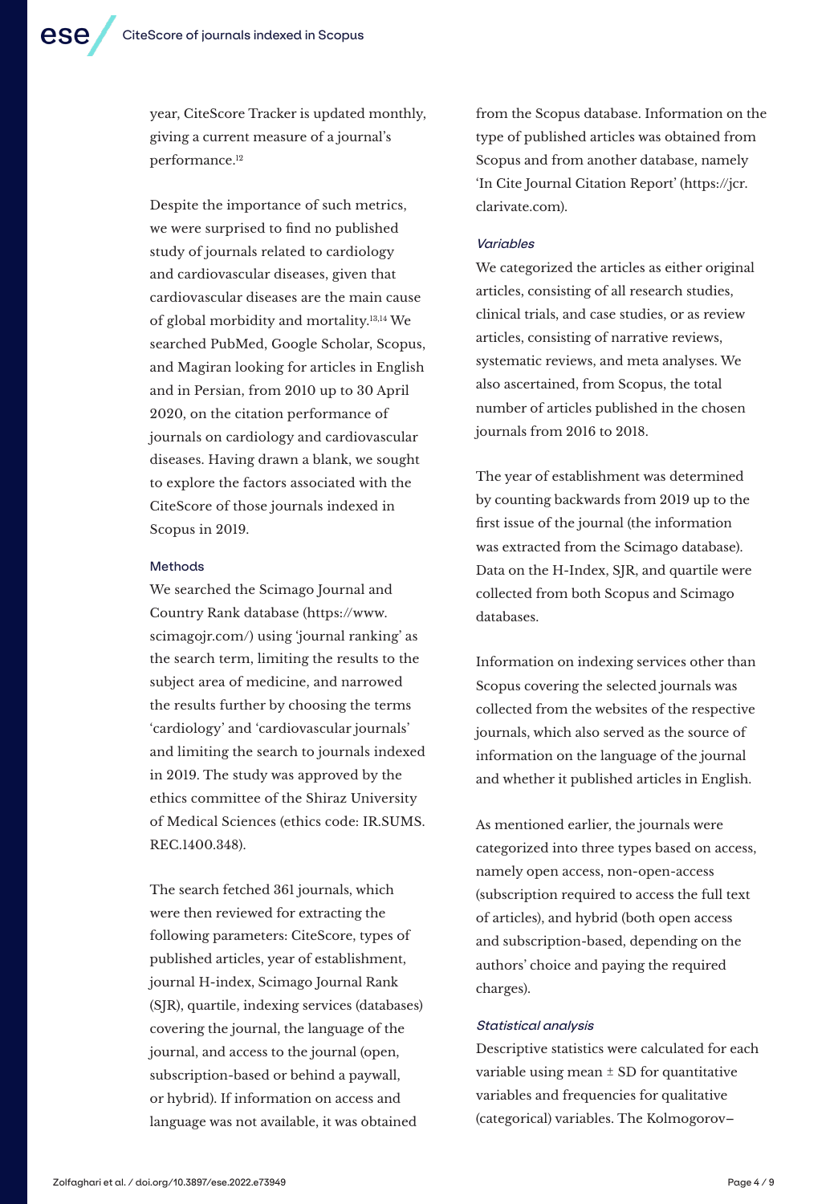year, CiteScore Tracker is updated monthly, giving a current measure of a journal's performance.[12]

Despite the importance of such metrics, we were surprised to find no published study of journals related to cardiology and cardiovascular diseases, given that cardiovascular diseases are the main cause of global morbidity and mortality.[13,14] We searched PubMed, Google Scholar, Scopus, and Magiran looking for articles in English and in Persian, from 2010 up to 30 April 2020, on the citation performance of journals on cardiology and cardiovascular diseases. Having drawn a blank, we sought to explore the factors associated with the CiteScore of those journals indexed in Scopus in 2019.

## Methods

We searched the Scimago Journal and Country Rank database (https://www.scimagojr.com/) using 'journal ranking' as the search term, limiting the results to the subject area of medicine, and narrowed the results further by choosing the terms 'cardiology' and 'cardiovascular journals' and limiting the search to journals indexed in 2019. The study was approved by the ethics committee of the Shiraz University of Medical Sciences (ethics code: IR.SUMS.REC.1400.348).

The search fetched 361 journals, which were then reviewed for extracting the following parameters: CiteScore, types of published articles, year of establishment, journal H-index, Scimago Journal Rank (SJR), quartile, indexing services (databases) covering the journal, the language of the journal, and access to the journal (open, subscription-based or behind a paywall, or hybrid). If information on access and language was not available, it was obtained from the Scopus database. Information on the type of published articles was obtained from Scopus and from another database, namely 'In Cite Journal Citation Report' (https://jcr.clarivate.com).

### *Variables*

We categorized the articles as either original articles, consisting of all research studies, clinical trials, and case studies, or as review articles, consisting of narrative reviews, systematic reviews, and meta analyses. We also ascertained, from Scopus, the total number of articles published in the chosen journals from 2016 to 2018.

The year of establishment was determined by counting backwards from 2019 up to the first issue of the journal (the information was extracted from the Scimago database). Data on the H-Index, SJR, and quartile were collected from both Scopus and Scimago databases.

Information on indexing services other than Scopus covering the selected journals was collected from the websites of the respective journals, which also served as the source of information on the language of the journal and whether it published articles in English.

As mentioned earlier, the journals were categorized into three types based on access, namely open access, non-open-access (subscription required to access the full text of articles), and hybrid (both open access and subscription-based, depending on the authors' choice and paying the required charges).

### *Statistical analysis*

Descriptive statistics were calculated for each variable using mean ± SD for quantitative variables and frequencies for qualitative (categorical) variables. The Kolmogorov–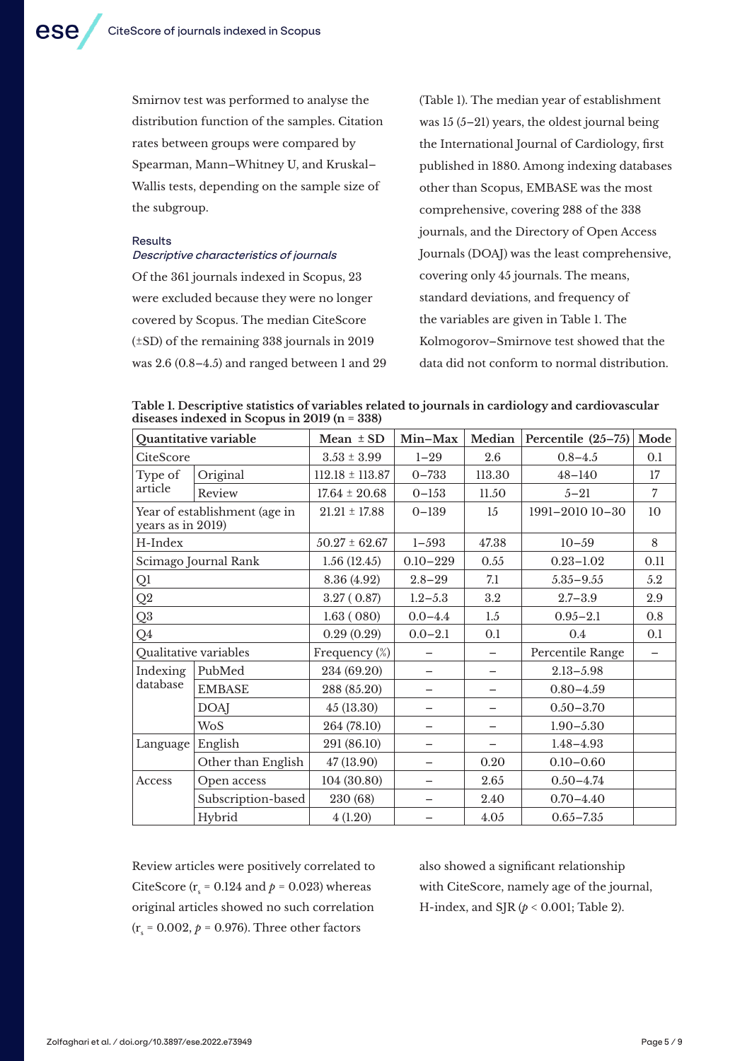Smirnov test was performed to analyse the distribution function of the samples. Citation rates between groups were compared by Spearman, Mann–Whitney U, and Kruskal–Wallis tests, depending on the sample size of the subgroup.

## Results

### *Descriptive characteristics of journals*

Of the 361 journals indexed in Scopus, 23 were excluded because they were no longer covered by Scopus. The median CiteScore (±SD) of the remaining 338 journals in 2019 was 2.6 (0.8–4.5) and ranged between 1 and 29 (Table 1). The median year of establishment was 15 (5–21) years, the oldest journal being the International Journal of Cardiology, first published in 1880. Among indexing databases other than Scopus, EMBASE was the most comprehensive, covering 288 of the 338 journals, and the Directory of Open Access Journals (DOAJ) was the least comprehensive, covering only 45 journals. The means, standard deviations, and frequency of the variables are given in Table 1. The Kolmogorov–Smirnove test showed that the data did not conform to normal distribution.

**Table 1. Descriptive statistics of variables related to journals in cardiology and cardiovascular diseases indexed in Scopus in 2019 (n = 338)**

| Quantitative variable | | Mean ± SD | Min–Max | Median | Percentile (25–75) | Mode |
|---|---|---|---|---|---|---|
| CiteScore | | 3.53 ± 3.99 | 1–29 | 2.6 | 0.8–4.5 | 0.1 |
| Type of article | Original | 112.18 ± 113.87 | 0–733 | 113.30 | 48–140 | 17 |
| | Review | 17.64 ± 20.68 | 0–153 | 11.50 | 5–21 | 7 |
| Year of establishment (age in years as in 2019) | | 21.21 ± 17.88 | 0–139 | 15 | 1991–2010 10–30 | 10 |
| H-Index | | 50.27 ± 62.67 | 1–593 | 47.38 | 10–59 | 8 |
| Scimago Journal Rank | | 1.56 (12.45) | 0.10–229 | 0.55 | 0.23–1.02 | 0.11 |
| Q1 | | 8.36 (4.92) | 2.8–29 | 7.1 | 5.35–9.55 | 5.2 |
| Q2 | | 3.27 ( 0.87) | 1.2–5.3 | 3.2 | 2.7–3.9 | 2.9 |
| Q3 | | 1.63 ( 080) | 0.0–4.4 | 1.5 | 0.95–2.1 | 0.8 |
| Q4 | | 0.29 (0.29) | 0.0–2.1 | 0.1 | 0.4 | 0.1 |
| Qualitative variables | | Frequency (%) | – | – | Percentile Range | – |
| Indexing database | PubMed | 234 (69.20) | – | – | 2.13–5.98 | |
| | EMBASE | 288 (85.20) | – | – | 0.80–4.59 | |
| | DOAJ | 45 (13.30) | – | – | 0.50–3.70 | |
| | WoS | 264 (78.10) | – | – | 1.90–5.30 | |
| Language | English | 291 (86.10) | – | – | 1.48–4.93 | |
| | Other than English | 47 (13.90) | – | 0.20 | 0.10–0.60 | |
| Access | Open access | 104 (30.80) | – | 2.65 | 0.50–4.74 | |
| | Subscription-based | 230 (68) | – | 2.40 | 0.70–4.40 | |
| | Hybrid | 4 (1.20) | – | 4.05 | 0.65–7.35 | |

Review articles were positively correlated to CiteScore ($r_s$ = 0.124 and $p$ = 0.023) whereas original articles showed no such correlation ($r_s$ = 0.002, $p$ = 0.976). Three other factors also showed a significant relationship with CiteScore, namely age of the journal, H-index, and SJR ($p$ < 0.001; Table 2).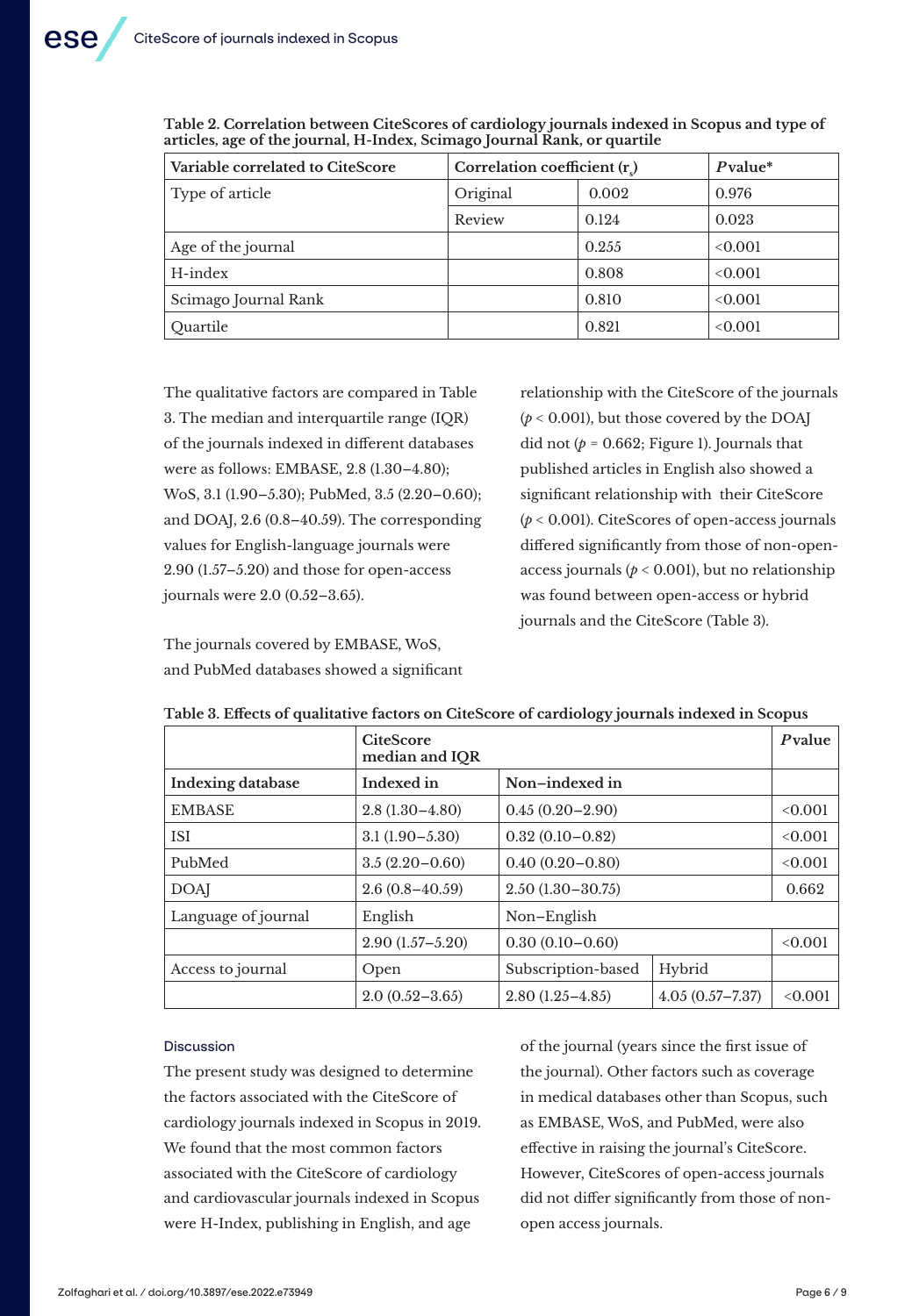**Table 2. Correlation between CiteScores of cardiology journals indexed in Scopus and type of articles, age of the journal, H-Index, Scimago Journal Rank, or quartile**

| Variable correlated to CiteScore | Correlation coefficient ($r_s$) | | *P* value* |
|---|---|---|---|
| Type of article | Original | 0.002 | 0.976 |
| | Review | 0.124 | 0.023 |
| Age of the journal | | 0.255 | <0.001 |
| H-index | | 0.808 | <0.001 |
| Scimago Journal Rank | | 0.810 | <0.001 |
| Quartile | | 0.821 | <0.001 |

The qualitative factors are compared in Table 3. The median and interquartile range (IQR) of the journals indexed in different databases were as follows: EMBASE, 2.8 (1.30–4.80); WoS, 3.1 (1.90–5.30); PubMed, 3.5 (2.20–0.60); and DOAJ, 2.6 (0.8–40.59). The corresponding values for English-language journals were 2.90 (1.57–5.20) and those for open-access journals were 2.0 (0.52–3.65).

The journals covered by EMBASE, WoS, and PubMed databases showed a significant relationship with the CiteScore of the journals ($p < 0.001$), but those covered by the DOAJ did not ($p = 0.662$; Figure 1). Journals that published articles in English also showed a significant relationship with their CiteScore ($p < 0.001$). CiteScores of open-access journals differed significantly from those of non-open-access journals ($p < 0.001$), but no relationship was found between open-access or hybrid journals and the CiteScore (Table 3).

**Table 3. Effects of qualitative factors on CiteScore of cardiology journals indexed in Scopus**

| | CiteScore median and IQR | | | *P* value |
|---|---|---|---|---|
| **Indexing database** | **Indexed in** | **Non–indexed in** | | |
| EMBASE | 2.8 (1.30–4.80) | 0.45 (0.20–2.90) | | <0.001 |
| ISI | 3.1 (1.90–5.30) | 0.32 (0.10–0.82) | | <0.001 |
| PubMed | 3.5 (2.20–0.60) | 0.40 (0.20–0.80) | | <0.001 |
| DOAJ | 2.6 (0.8–40.59) | 2.50 (1.30–30.75) | | 0.662 |
| Language of journal | English | Non–English | | |
| | 2.90 (1.57–5.20) | 0.30 (0.10–0.60) | | <0.001 |
| Access to journal | Open | Subscription-based | Hybrid | |
| | 2.0 (0.52–3.65) | 2.80 (1.25–4.85) | 4.05 (0.57–7.37) | <0.001 |

## Discussion

The present study was designed to determine the factors associated with the CiteScore of cardiology journals indexed in Scopus in 2019. We found that the most common factors associated with the CiteScore of cardiology and cardiovascular journals indexed in Scopus were H-Index, publishing in English, and age of the journal (years since the first issue of the journal). Other factors such as coverage in medical databases other than Scopus, such as EMBASE, WoS, and PubMed, were also effective in raising the journal's CiteScore. However, CiteScores of open-access journals did not differ significantly from those of non-open access journals.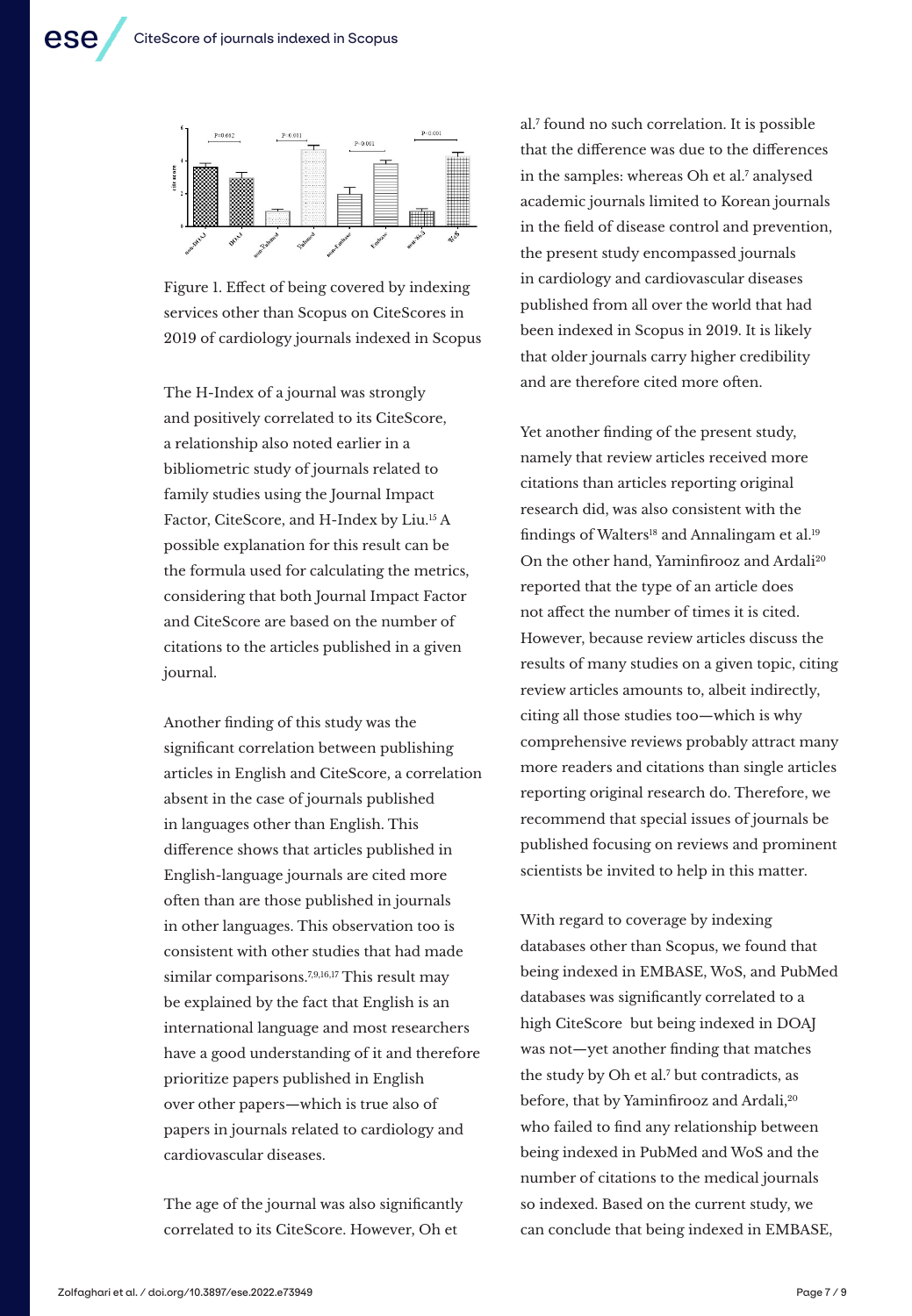Figure 1. Effect of being covered by indexing services other than Scopus on CiteScores in 2019 of cardiology journals indexed in Scopus

The H-Index of a journal was strongly and positively correlated to its CiteScore, a relationship also noted earlier in a bibliometric study of journals related to family studies using the Journal Impact Factor, CiteScore, and H-Index by Liu.[15] A possible explanation for this result can be the formula used for calculating the metrics, considering that both Journal Impact Factor and CiteScore are based on the number of citations to the articles published in a given journal.

Another finding of this study was the significant correlation between publishing articles in English and CiteScore, a correlation absent in the case of journals published in languages other than English. This difference shows that articles published in English-language journals are cited more often than are those published in journals in other languages. This observation too is consistent with other studies that had made similar comparisons.[7,9,16,17] This result may be explained by the fact that English is an international language and most researchers have a good understanding of it and therefore prioritize papers published in English over other papers—which is true also of papers in journals related to cardiology and cardiovascular diseases.

The age of the journal was also significantly correlated to its CiteScore. However, Oh et al.[7] found no such correlation. It is possible that the difference was due to the differences in the samples: whereas Oh et al.[7] analysed academic journals limited to Korean journals in the field of disease control and prevention, the present study encompassed journals in cardiology and cardiovascular diseases published from all over the world that had been indexed in Scopus in 2019. It is likely that older journals carry higher credibility and are therefore cited more often.

Yet another finding of the present study, namely that review articles received more citations than articles reporting original research did, was also consistent with the findings of Walters[18] and Annalingam et al.[19] On the other hand, Yaminfirooz and Ardali[20] reported that the type of an article does not affect the number of times it is cited. However, because review articles discuss the results of many studies on a given topic, citing review articles amounts to, albeit indirectly, citing all those studies too—which is why comprehensive reviews probably attract many more readers and citations than single articles reporting original research do. Therefore, we recommend that special issues of journals be published focusing on reviews and prominent scientists be invited to help in this matter.

With regard to coverage by indexing databases other than Scopus, we found that being indexed in EMBASE, WoS, and PubMed databases was significantly correlated to a high CiteScore but being indexed in DOAJ was not—yet another finding that matches the study by Oh et al.[7] but contradicts, as before, that by Yaminfirooz and Ardali,[20] who failed to find any relationship between being indexed in PubMed and WoS and the number of citations to the medical journals so indexed. Based on the current study, we can conclude that being indexed in EMBASE,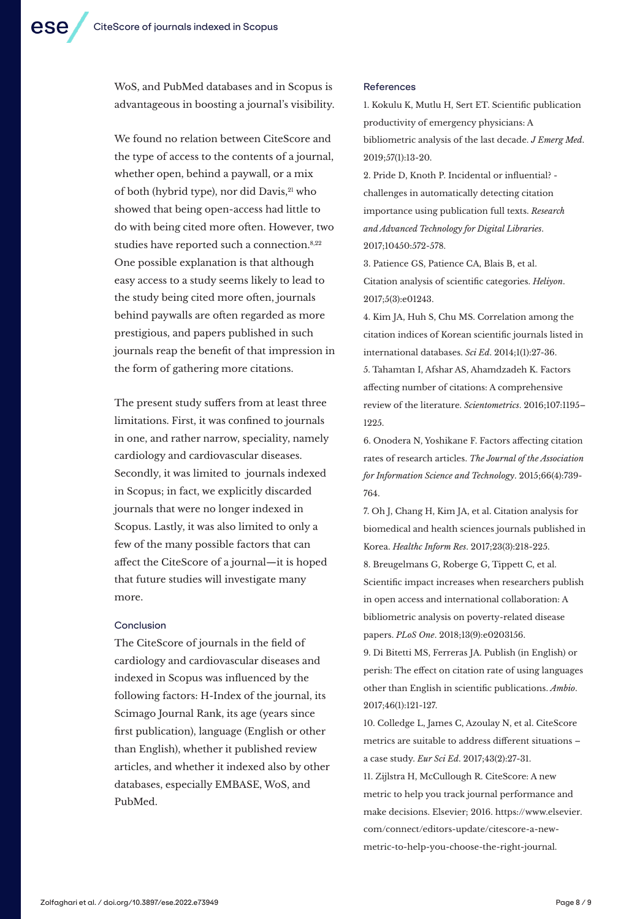WoS, and PubMed databases and in Scopus is advantageous in boosting a journal's visibility.

We found no relation between CiteScore and the type of access to the contents of a journal, whether open, behind a paywall, or a mix of both (hybrid type), nor did Davis,[21] who showed that being open-access had little to do with being cited more often. However, two studies have reported such a connection.[8,22] One possible explanation is that although easy access to a study seems likely to lead to the study being cited more often, journals behind paywalls are often regarded as more prestigious, and papers published in such journals reap the benefit of that impression in the form of gathering more citations.

The present study suffers from at least three limitations. First, it was confined to journals in one, and rather narrow, speciality, namely cardiology and cardiovascular diseases. Secondly, it was limited to journals indexed in Scopus; in fact, we explicitly discarded journals that were no longer indexed in Scopus. Lastly, it was also limited to only a few of the many possible factors that can affect the CiteScore of a journal—it is hoped that future studies will investigate many more.

## Conclusion

The CiteScore of journals in the field of cardiology and cardiovascular diseases and indexed in Scopus was influenced by the following factors: H-Index of the journal, its Scimago Journal Rank, its age (years since first publication), language (English or other than English), whether it published review articles, and whether it indexed also by other databases, especially EMBASE, WoS, and PubMed.

## References

1. Kokulu K, Mutlu H, Sert ET. Scientific publication productivity of emergency physicians: A bibliometric analysis of the last decade. *J Emerg Med*. 2019;57(1):13-20.
2. Pride D, Knoth P. Incidental or influential? - challenges in automatically detecting citation importance using publication full texts. *Research and Advanced Technology for Digital Libraries*. 2017;10450:572-578.
3. Patience GS, Patience CA, Blais B, et al. Citation analysis of scientific categories. *Heliyon*. 2017;5(3):e01243.
4. Kim JA, Huh S, Chu MS. Correlation among the citation indices of Korean scientific journals listed in international databases. *Sci Ed*. 2014;1(1):27-36.
5. Tahamtan I, Afshar AS, Ahamdzadeh K. Factors affecting number of citations: A comprehensive review of the literature. *Scientometrics*. 2016;107:1195–1225.
6. Onodera N, Yoshikane F. Factors affecting citation rates of research articles. *The Journal of the Association for Information Science and Technology*. 2015;66(4):739-764.
7. Oh J, Chang H, Kim JA, et al. Citation analysis for biomedical and health sciences journals published in Korea. *Healthc Inform Res*. 2017;23(3):218-225.
8. Breugelmans G, Roberge G, Tippett C, et al. Scientific impact increases when researchers publish in open access and international collaboration: A bibliometric analysis on poverty-related disease papers. *PLoS One*. 2018;13(9):e0203156.
9. Di Bitetti MS, Ferreras JA. Publish (in English) or perish: The effect on citation rate of using languages other than English in scientific publications. *Ambio*. 2017;46(1):121-127.
10. Colledge L, James C, Azoulay N, et al. CiteScore metrics are suitable to address different situations – a case study. *Eur Sci Ed*. 2017;43(2):27-31.
11. Zijlstra H, McCullough R. CiteScore: A new metric to help you track journal performance and make decisions. Elsevier; 2016. https://www.elsevier.com/connect/editors-update/citescore-a-new-metric-to-help-you-choose-the-right-journal.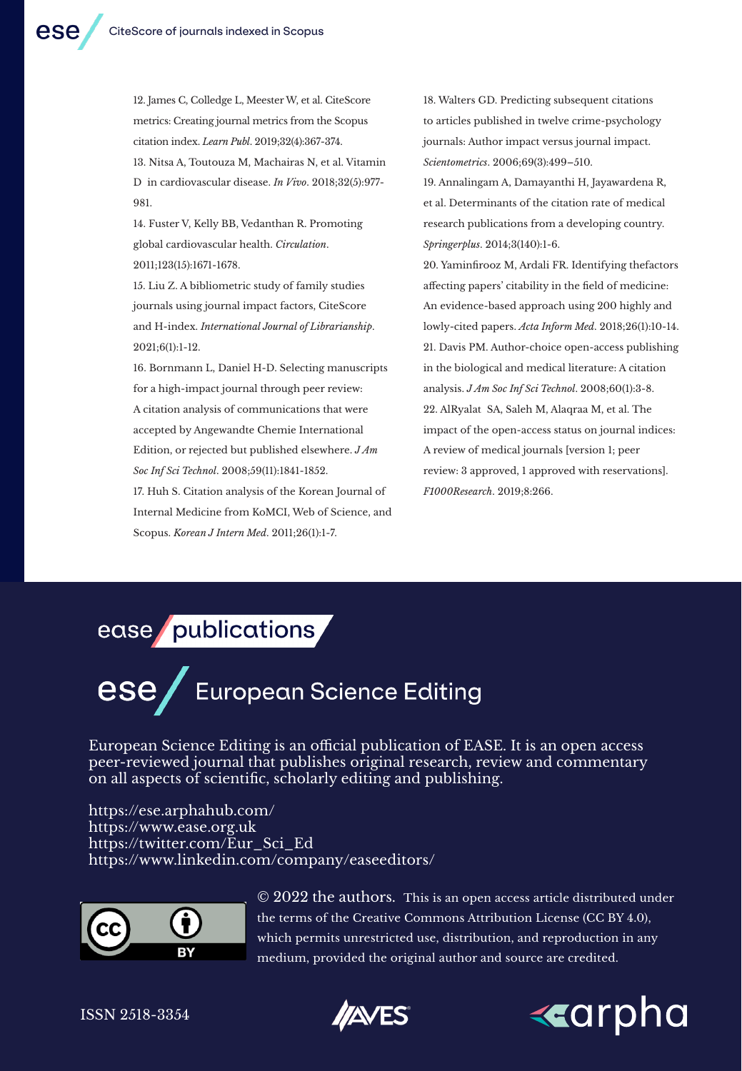12. James C, Colledge L, Meester W, et al. CiteScore metrics: Creating journal metrics from the Scopus citation index. *Learn Publ*. 2019;32(4):367-374.

13. Nitsa A, Toutouza M, Machairas N, et al. Vitamin D in cardiovascular disease. *In Vivo*. 2018;32(5):977-981.

14. Fuster V, Kelly BB, Vedanthan R. Promoting global cardiovascular health. *Circulation*. 2011;123(15):1671-1678.

15. Liu Z. A bibliometric study of family studies journals using journal impact factors, CiteScore and H-index. *International Journal of Librarianship*. 2021;6(1):1-12.

16. Bornmann L, Daniel H-D. Selecting manuscripts for a high-impact journal through peer review: A citation analysis of communications that were accepted by Angewandte Chemie International Edition, or rejected but published elsewhere. *J Am Soc Inf Sci Technol*. 2008;59(11):1841-1852.

17. Huh S. Citation analysis of the Korean Journal of Internal Medicine from KoMCI, Web of Science, and Scopus. *Korean J Intern Med*. 2011;26(1):1-7.

18. Walters GD. Predicting subsequent citations to articles published in twelve crime-psychology journals: Author impact versus journal impact. *Scientometrics*. 2006;69(3):499–510.

19. Annalingam A, Damayanthi H, Jayawardena R, et al. Determinants of the citation rate of medical research publications from a developing country. *Springerplus*. 2014;3(140):1-6.

20. Yaminfirooz M, Ardali FR. Identifying thefactors affecting papers' citability in the field of medicine: An evidence-based approach using 200 highly and lowly-cited papers. *Acta Inform Med*. 2018;26(1):10-14.

21. Davis PM. Author-choice open-access publishing in the biological and medical literature: A citation analysis. *J Am Soc Inf Sci Technol*. 2008;60(1):3-8.

22. AlRyalat SA, Saleh M, Alaqraa M, et al. The impact of the open-access status on journal indices: A review of medical journals [version 1; peer review: 3 approved, 1 approved with reservations]. *F1000Research*. 2019;8:266.

ease publications

ese European Science Editing

European Science Editing is an official publication of EASE. It is an open access peer-reviewed journal that publishes original research, review and commentary on all aspects of scientific, scholarly editing and publishing.

https://ese.arphahub.com/
https://www.ease.org.uk
https://twitter.com/Eur_Sci_Ed
https://www.linkedin.com/company/easeeditors/

© 2022 the authors. This is an open access article distributed under the terms of the Creative Commons Attribution License (CC BY 4.0), which permits unrestricted use, distribution, and reproduction in any medium, provided the original author and source are credited.

ISSN 2518-3354